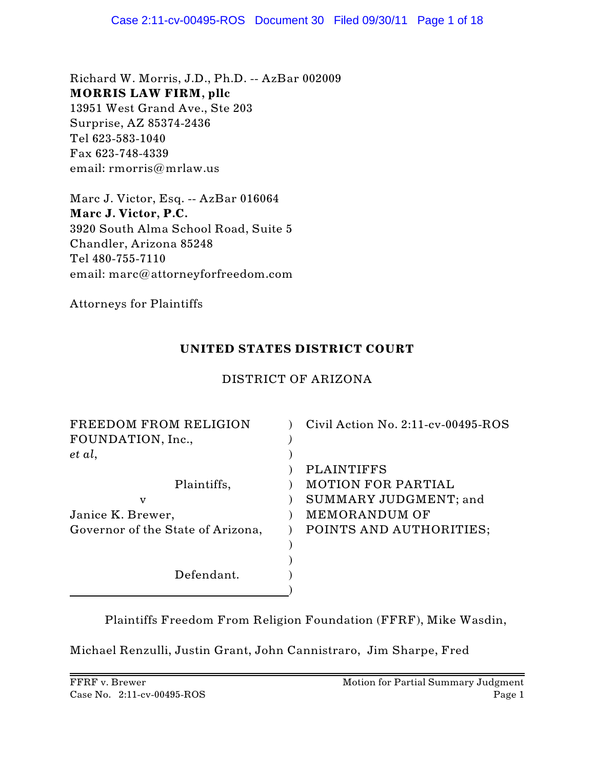Richard W. Morris, J.D., Ph.D. -- AzBar 002009
**MORRIS LAW FIRM, pllc**
13951 West Grand Ave., Ste 203
Surprise, AZ 85374-2436
Tel 623-583-1040
Fax 623-748-4339
email: rmorris@mrlaw.us

Marc J. Victor, Esq. -- AzBar 016064
**Marc J. Victor, P.C.**
3920 South Alma School Road, Suite 5
Chandler, Arizona 85248
Tel 480-755-7110
email: marc@attorneyforfreedom.com

Attorneys for Plaintiffs

**UNITED STATES DISTRICT COURT**

DISTRICT OF ARIZONA

| | |
|---|---|
| FREEDOM FROM RELIGION FOUNDATION, Inc., *et al*, | Civil Action No. 2:11-cv-00495-ROS |
| Plaintiffs, | PLAINTIFFS MOTION FOR PARTIAL SUMMARY JUDGMENT; and MEMORANDUM OF POINTS AND AUTHORITIES; |
| v | |
| Janice K. Brewer, Governor of the State of Arizona, | |
| Defendant. | |

Plaintiffs Freedom From Religion Foundation (FFRF), Mike Wasdin, Michael Renzulli, Justin Grant, John Cannistraro, Jim Sharpe, Fred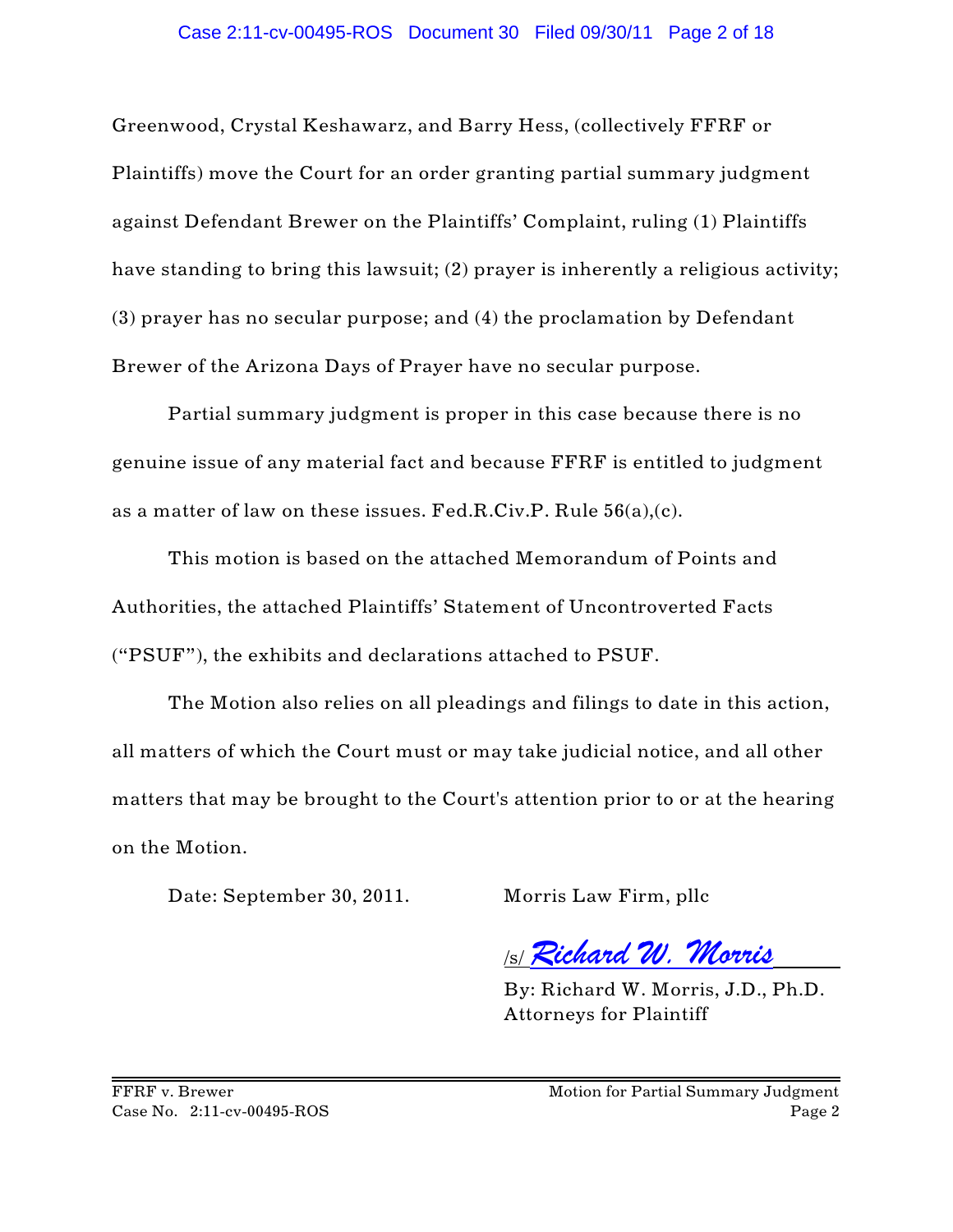Greenwood, Crystal Keshawarz, and Barry Hess, (collectively FFRF or Plaintiffs) move the Court for an order granting partial summary judgment against Defendant Brewer on the Plaintiffs' Complaint, ruling (1) Plaintiffs have standing to bring this lawsuit; (2) prayer is inherently a religious activity; (3) prayer has no secular purpose; and (4) the proclamation by Defendant Brewer of the Arizona Days of Prayer have no secular purpose.

Partial summary judgment is proper in this case because there is no genuine issue of any material fact and because FFRF is entitled to judgment as a matter of law on these issues. Fed.R.Civ.P. Rule 56(a),(c).

This motion is based on the attached Memorandum of Points and Authorities, the attached Plaintiffs' Statement of Uncontroverted Facts ("PSUF"), the exhibits and declarations attached to PSUF.

The Motion also relies on all pleadings and filings to date in this action, all matters of which the Court must or may take judicial notice, and all other matters that may be brought to the Court's attention prior to or at the hearing on the Motion.

Date: September 30, 2011. Morris Law Firm, pllc

/s/ *Richard W. Morris*

By: Richard W. Morris, J.D., Ph.D.
Attorneys for Plaintiff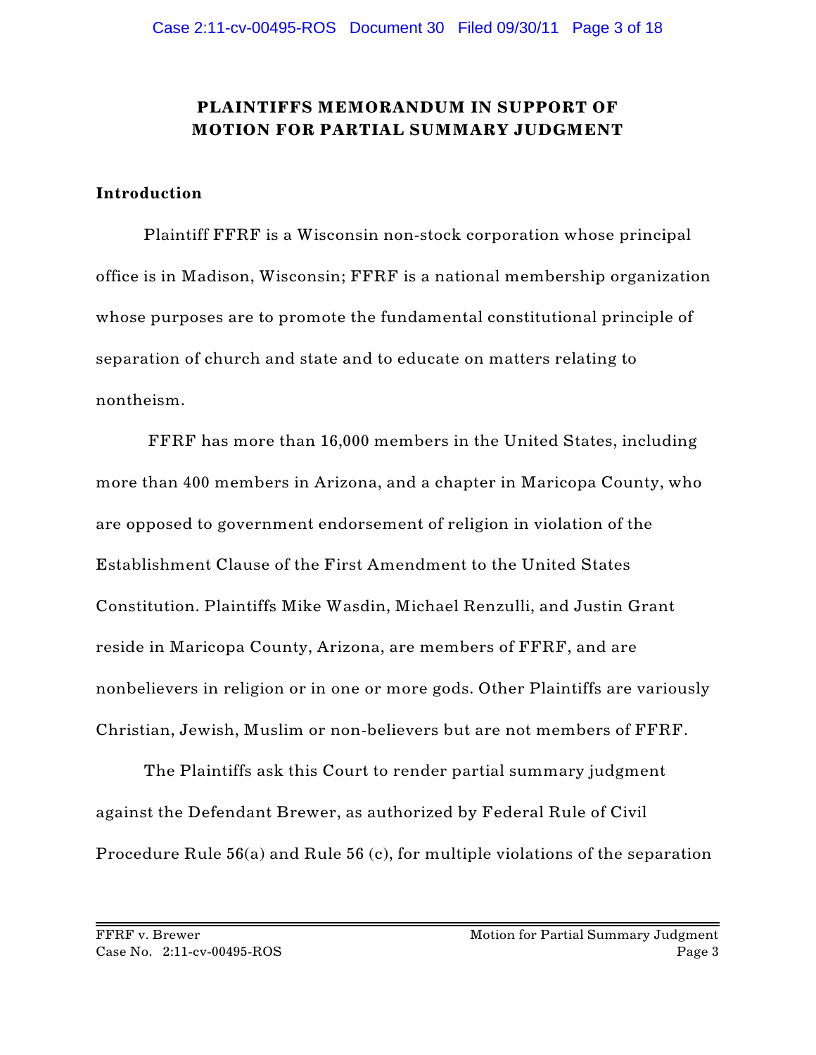# PLAINTIFFS MEMORANDUM IN SUPPORT OF MOTION FOR PARTIAL SUMMARY JUDGMENT

**Introduction**

Plaintiff FFRF is a Wisconsin non-stock corporation whose principal office is in Madison, Wisconsin; FFRF is a national membership organization whose purposes are to promote the fundamental constitutional principle of separation of church and state and to educate on matters relating to nontheism.

FFRF has more than 16,000 members in the United States, including more than 400 members in Arizona, and a chapter in Maricopa County, who are opposed to government endorsement of religion in violation of the Establishment Clause of the First Amendment to the United States Constitution. Plaintiffs Mike Wasdin, Michael Renzulli, and Justin Grant reside in Maricopa County, Arizona, are members of FFRF, and are nonbelievers in religion or in one or more gods. Other Plaintiffs are variously Christian, Jewish, Muslim or non-believers but are not members of FFRF.

The Plaintiffs ask this Court to render partial summary judgment against the Defendant Brewer, as authorized by Federal Rule of Civil Procedure Rule 56(a) and Rule 56 (c), for multiple violations of the separation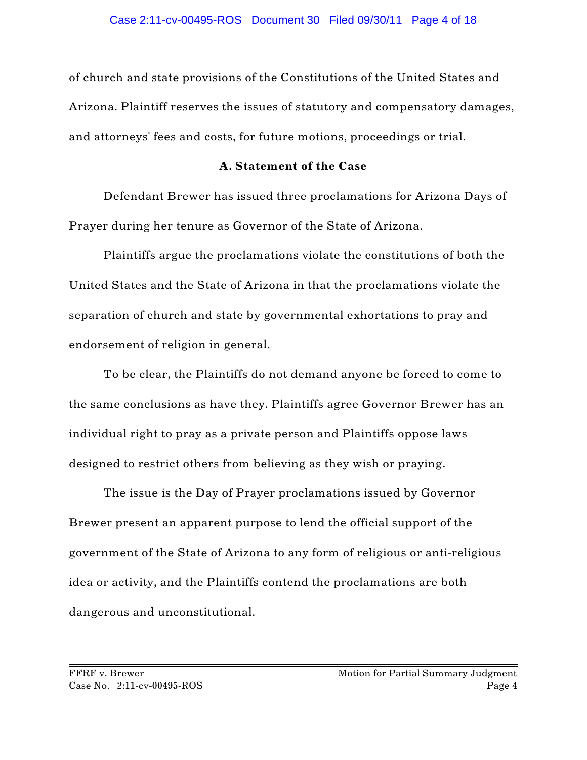of church and state provisions of the Constitutions of the United States and Arizona. Plaintiff reserves the issues of statutory and compensatory damages, and attorneys' fees and costs, for future motions, proceedings or trial.

### A. Statement of the Case

Defendant Brewer has issued three proclamations for Arizona Days of Prayer during her tenure as Governor of the State of Arizona.

Plaintiffs argue the proclamations violate the constitutions of both the United States and the State of Arizona in that the proclamations violate the separation of church and state by governmental exhortations to pray and endorsement of religion in general.

To be clear, the Plaintiffs do not demand anyone be forced to come to the same conclusions as have they. Plaintiffs agree Governor Brewer has an individual right to pray as a private person and Plaintiffs oppose laws designed to restrict others from believing as they wish or praying.

The issue is the Day of Prayer proclamations issued by Governor Brewer present an apparent purpose to lend the official support of the government of the State of Arizona to any form of religious or anti-religious idea or activity, and the Plaintiffs contend the proclamations are both dangerous and unconstitutional.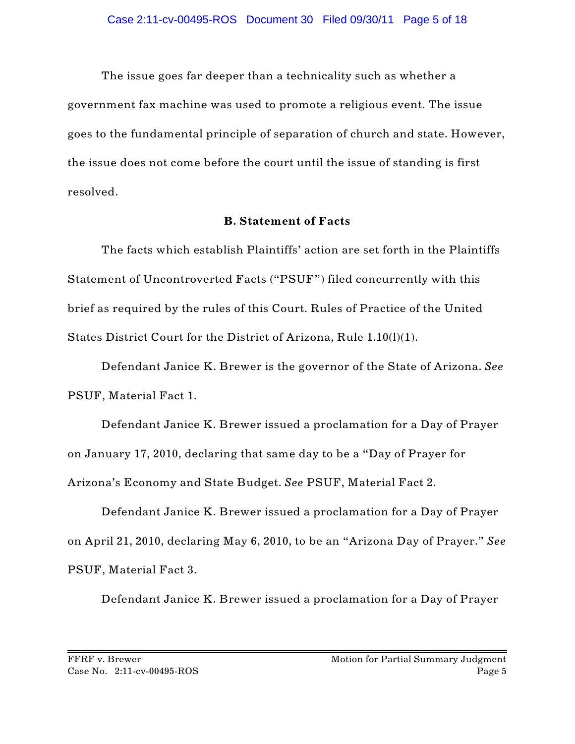The issue goes far deeper than a technicality such as whether a government fax machine was used to promote a religious event. The issue goes to the fundamental principle of separation of church and state. However, the issue does not come before the court until the issue of standing is first resolved.

**B. Statement of Facts**

The facts which establish Plaintiffs' action are set forth in the Plaintiffs Statement of Uncontroverted Facts ("PSUF") filed concurrently with this brief as required by the rules of this Court. Rules of Practice of the United States District Court for the District of Arizona, Rule 1.10(l)(1).

Defendant Janice K. Brewer is the governor of the State of Arizona. *See* PSUF, Material Fact 1.

Defendant Janice K. Brewer issued a proclamation for a Day of Prayer on January 17, 2010, declaring that same day to be a "Day of Prayer for Arizona's Economy and State Budget. *See* PSUF, Material Fact 2.

Defendant Janice K. Brewer issued a proclamation for a Day of Prayer on April 21, 2010, declaring May 6, 2010, to be an "Arizona Day of Prayer." *See* PSUF, Material Fact 3.

Defendant Janice K. Brewer issued a proclamation for a Day of Prayer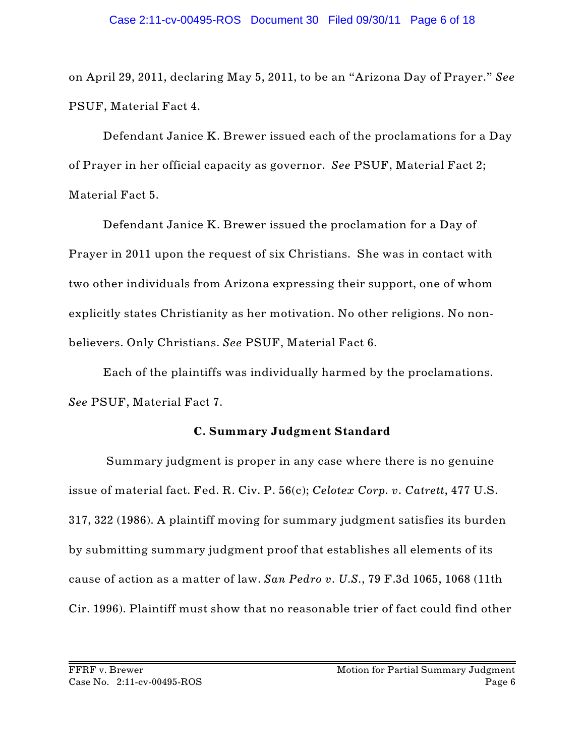on April 29, 2011, declaring May 5, 2011, to be an "Arizona Day of Prayer." *See* PSUF, Material Fact 4.

Defendant Janice K. Brewer issued each of the proclamations for a Day of Prayer in her official capacity as governor. *See* PSUF, Material Fact 2; Material Fact 5.

Defendant Janice K. Brewer issued the proclamation for a Day of Prayer in 2011 upon the request of six Christians. She was in contact with two other individuals from Arizona expressing their support, one of whom explicitly states Christianity as her motivation. No other religions. No non-believers. Only Christians. *See* PSUF, Material Fact 6.

Each of the plaintiffs was individually harmed by the proclamations. *See* PSUF, Material Fact 7.

### C. Summary Judgment Standard

Summary judgment is proper in any case where there is no genuine issue of material fact. Fed. R. Civ. P. 56(c); *Celotex Corp. v. Catrett*, 477 U.S. 317, 322 (1986). A plaintiff moving for summary judgment satisfies its burden by submitting summary judgment proof that establishes all elements of its cause of action as a matter of law. *San Pedro v. U.S.*, 79 F.3d 1065, 1068 (11th Cir. 1996). Plaintiff must show that no reasonable trier of fact could find other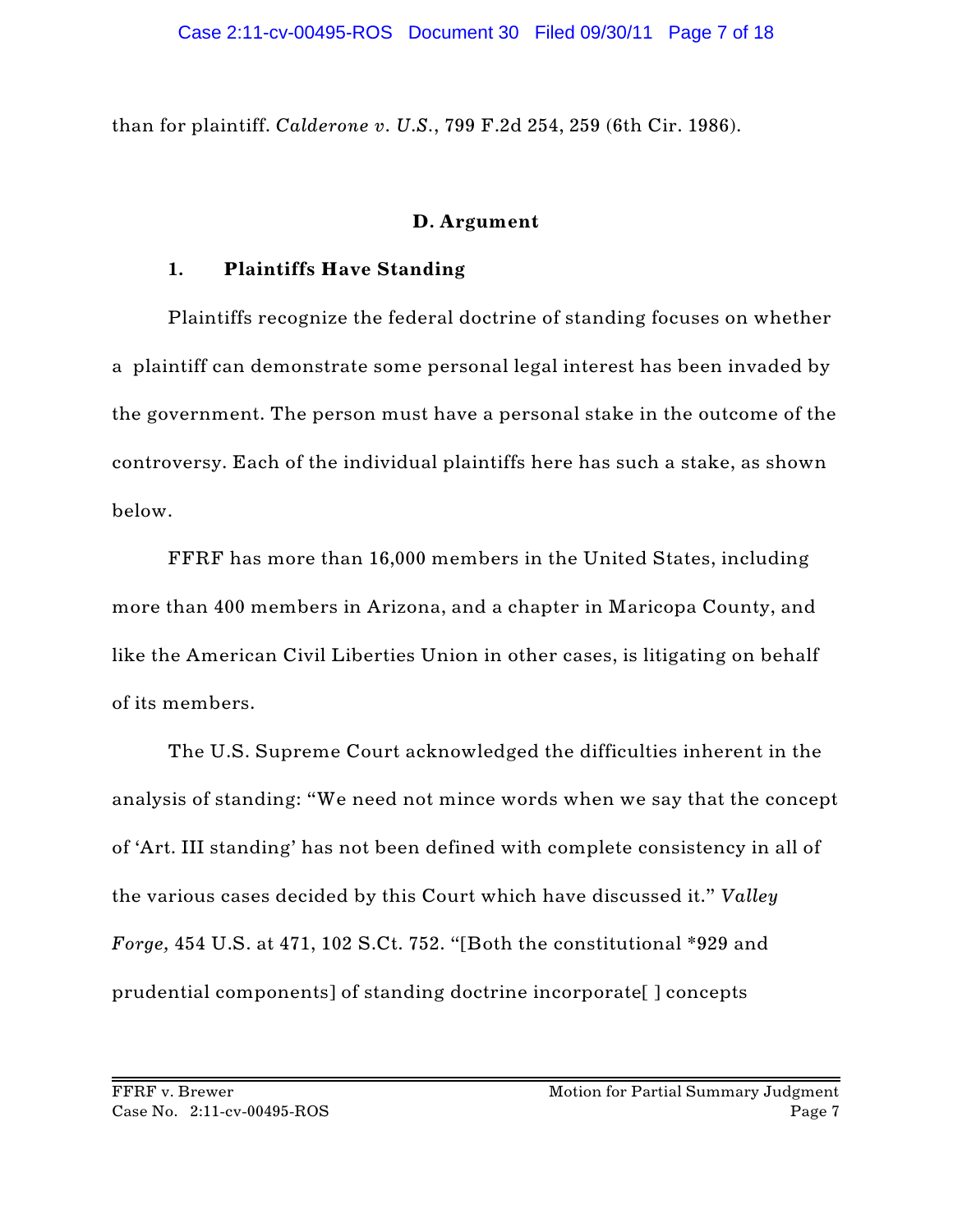than for plaintiff. *Calderone v. U.S.*, 799 F.2d 254, 259 (6th Cir. 1986).

## D. Argument

### 1. Plaintiffs Have Standing

Plaintiffs recognize the federal doctrine of standing focuses on whether a plaintiff can demonstrate some personal legal interest has been invaded by the government. The person must have a personal stake in the outcome of the controversy. Each of the individual plaintiffs here has such a stake, as shown below.

FFRF has more than 16,000 members in the United States, including more than 400 members in Arizona, and a chapter in Maricopa County, and like the American Civil Liberties Union in other cases, is litigating on behalf of its members.

The U.S. Supreme Court acknowledged the difficulties inherent in the analysis of standing: "We need not mince words when we say that the concept of 'Art. III standing' has not been defined with complete consistency in all of the various cases decided by this Court which have discussed it." *Valley Forge,* 454 U.S. at 471, 102 S.Ct. 752. "[Both the constitutional *929 and prudential components] of standing doctrine incorporate[ ] concepts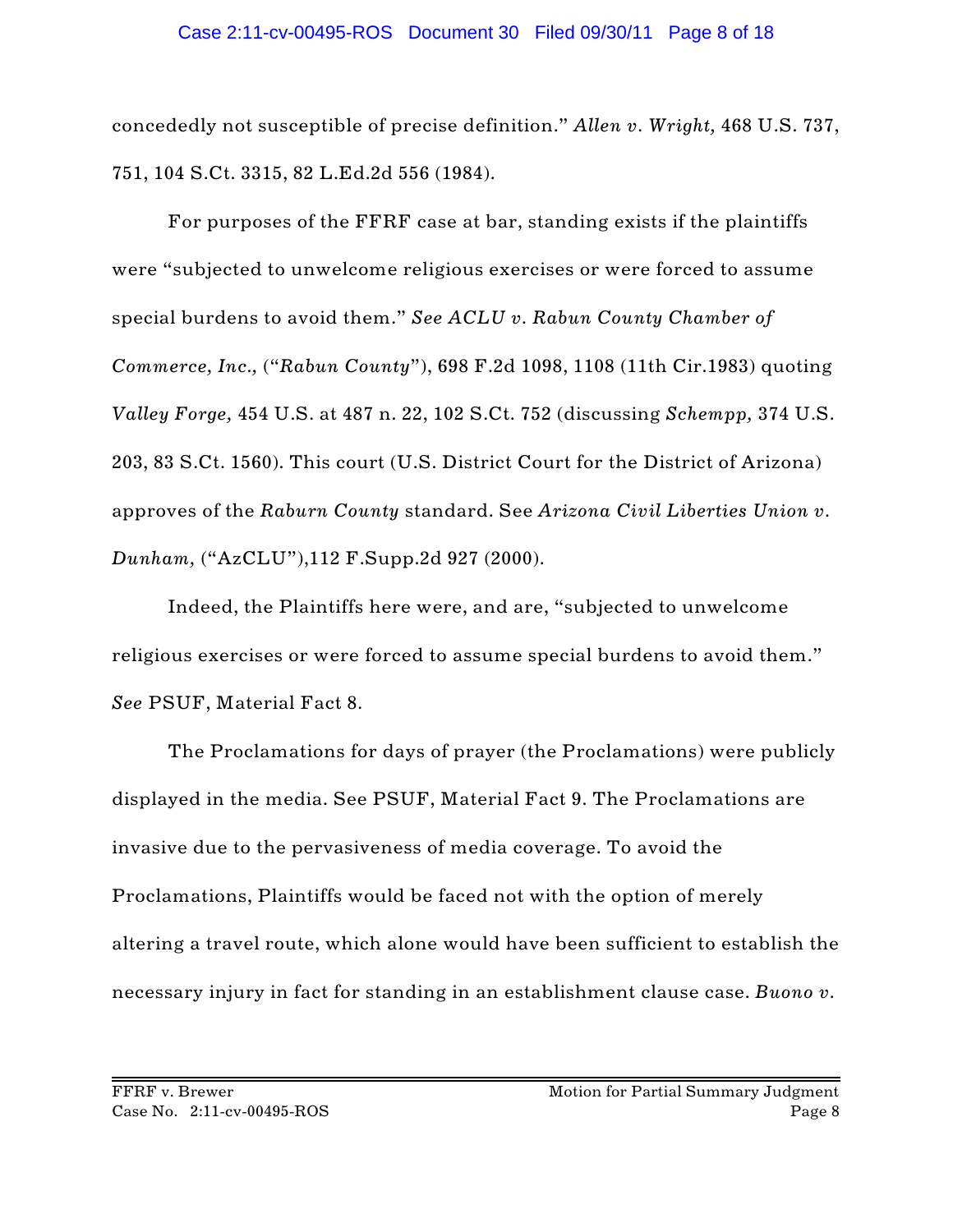concededly not susceptible of precise definition." *Allen v. Wright,* 468 U.S. 737, 751, 104 S.Ct. 3315, 82 L.Ed.2d 556 (1984).

For purposes of the FFRF case at bar, standing exists if the plaintiffs were "subjected to unwelcome religious exercises or were forced to assume special burdens to avoid them." *See ACLU v. Rabun County Chamber of Commerce, Inc.,* ("*Rabun County*"), 698 F.2d 1098, 1108 (11th Cir.1983) quoting *Valley Forge,* 454 U.S. at 487 n. 22, 102 S.Ct. 752 (discussing *Schempp,* 374 U.S. 203, 83 S.Ct. 1560). This court (U.S. District Court for the District of Arizona) approves of the *Raburn County* standard. See *Arizona Civil Liberties Union v. Dunham,* ("AzCLU"),112 F.Supp.2d 927 (2000).

Indeed, the Plaintiffs here were, and are, "subjected to unwelcome religious exercises or were forced to assume special burdens to avoid them." *See* PSUF, Material Fact 8.

The Proclamations for days of prayer (the Proclamations) were publicly displayed in the media. See PSUF, Material Fact 9. The Proclamations are invasive due to the pervasiveness of media coverage. To avoid the Proclamations, Plaintiffs would be faced not with the option of merely altering a travel route, which alone would have been sufficient to establish the necessary injury in fact for standing in an establishment clause case. *Buono v.*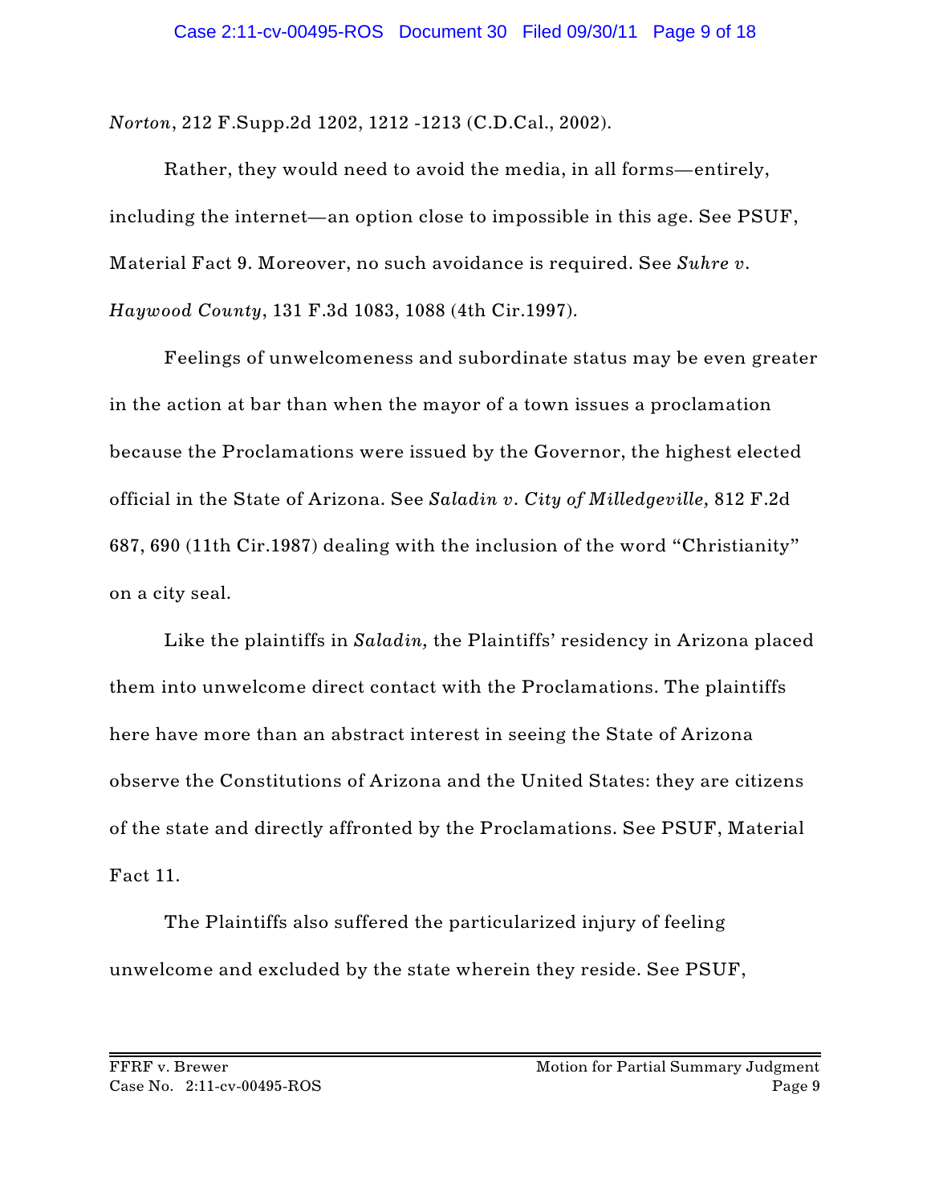*Norton*, 212 F.Supp.2d 1202, 1212 -1213 (C.D.Cal., 2002).

Rather, they would need to avoid the media, in all forms—entirely, including the internet—an option close to impossible in this age. See PSUF, Material Fact 9. Moreover, no such avoidance is required. See *Suhre v. Haywood County*, 131 F.3d 1083, 1088 (4th Cir.1997).

Feelings of unwelcomeness and subordinate status may be even greater in the action at bar than when the mayor of a town issues a proclamation because the Proclamations were issued by the Governor, the highest elected official in the State of Arizona. See *Saladin v. City of Milledgeville,* 812 F.2d 687, 690 (11th Cir.1987) dealing with the inclusion of the word "Christianity" on a city seal.

Like the plaintiffs in *Saladin,* the Plaintiffs' residency in Arizona placed them into unwelcome direct contact with the Proclamations. The plaintiffs here have more than an abstract interest in seeing the State of Arizona observe the Constitutions of Arizona and the United States: they are citizens of the state and directly affronted by the Proclamations. See PSUF, Material Fact 11.

The Plaintiffs also suffered the particularized injury of feeling unwelcome and excluded by the state wherein they reside. See PSUF,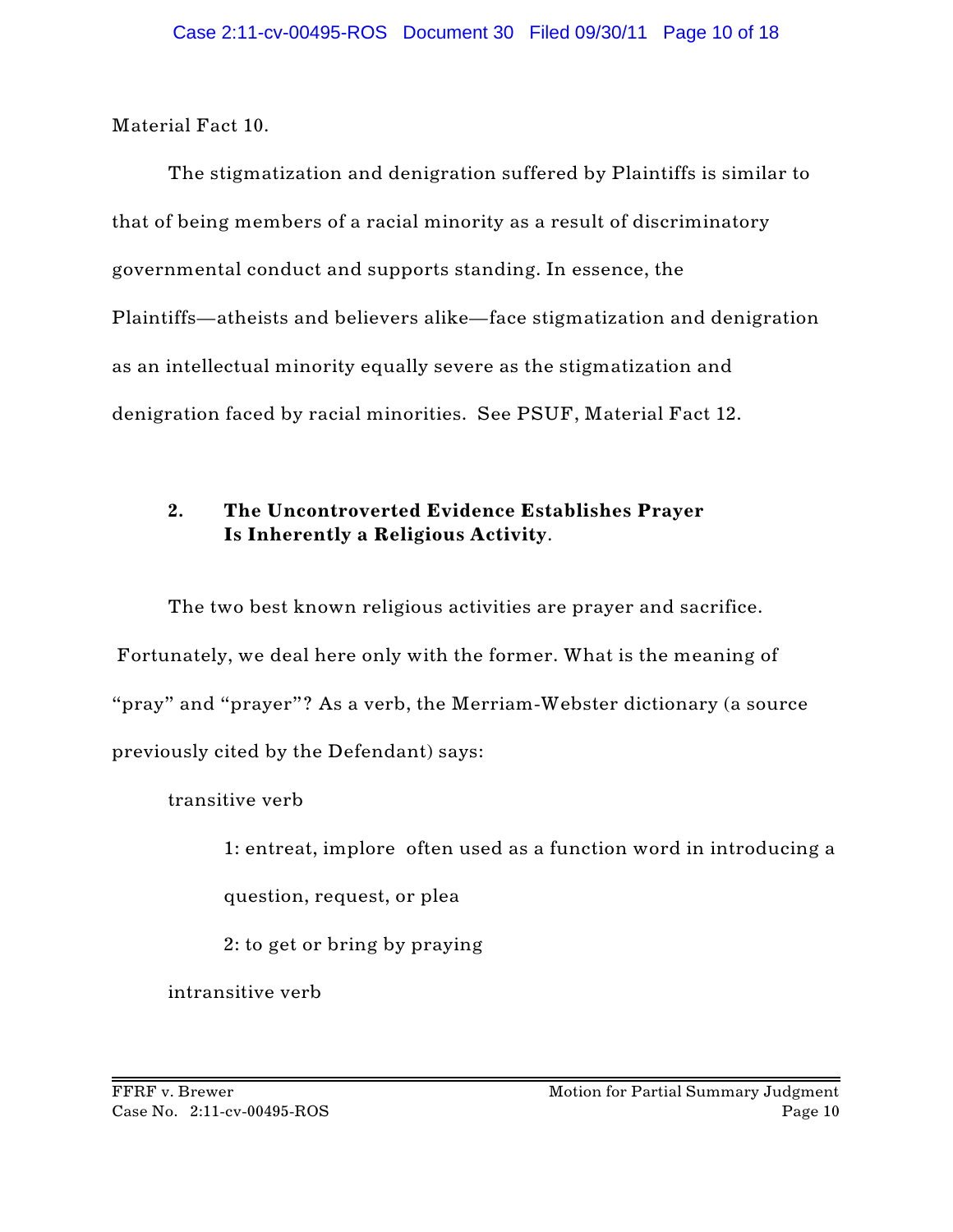Material Fact 10.

The stigmatization and denigration suffered by Plaintiffs is similar to that of being members of a racial minority as a result of discriminatory governmental conduct and supports standing. In essence, the Plaintiffs—atheists and believers alike—face stigmatization and denigration as an intellectual minority equally severe as the stigmatization and denigration faced by racial minorities. See PSUF, Material Fact 12.

**2. The Uncontroverted Evidence Establishes Prayer Is Inherently a Religious Activity.**

The two best known religious activities are prayer and sacrifice. Fortunately, we deal here only with the former. What is the meaning of "pray" and "prayer"? As a verb, the Merriam-Webster dictionary (a source previously cited by the Defendant) says:

transitive verb

> 1: entreat, implore often used as a function word in introducing a question, request, or plea
>
> 2: to get or bring by praying

intransitive verb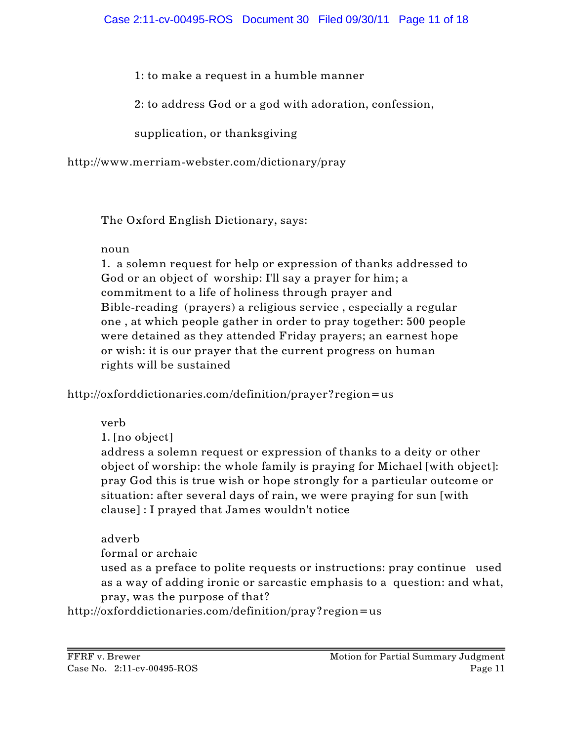1: to make a request in a humble manner

2: to address God or a god with adoration, confession,

supplication, or thanksgiving

http://www.merriam-webster.com/dictionary/pray

The Oxford English Dictionary, says:

noun
1. a solemn request for help or expression of thanks addressed to God or an object of worship: I'll say a prayer for him; a commitment to a life of holiness through prayer and Bible-reading (prayers) a religious service , especially a regular one , at which people gather in order to pray together: 500 people were detained as they attended Friday prayers; an earnest hope or wish: it is our prayer that the current progress on human rights will be sustained

http://oxforddictionaries.com/definition/prayer?region=us

verb
1. [no object]
address a solemn request or expression of thanks to a deity or other object of worship: the whole family is praying for Michael [with object]: pray God this is true wish or hope strongly for a particular outcome or situation: after several days of rain, we were praying for sun [with clause] : I prayed that James wouldn't notice

adverb
formal or archaic
used as a preface to polite requests or instructions: pray continue used as a way of adding ironic or sarcastic emphasis to a question: and what, pray, was the purpose of that?
http://oxforddictionaries.com/definition/pray?region=us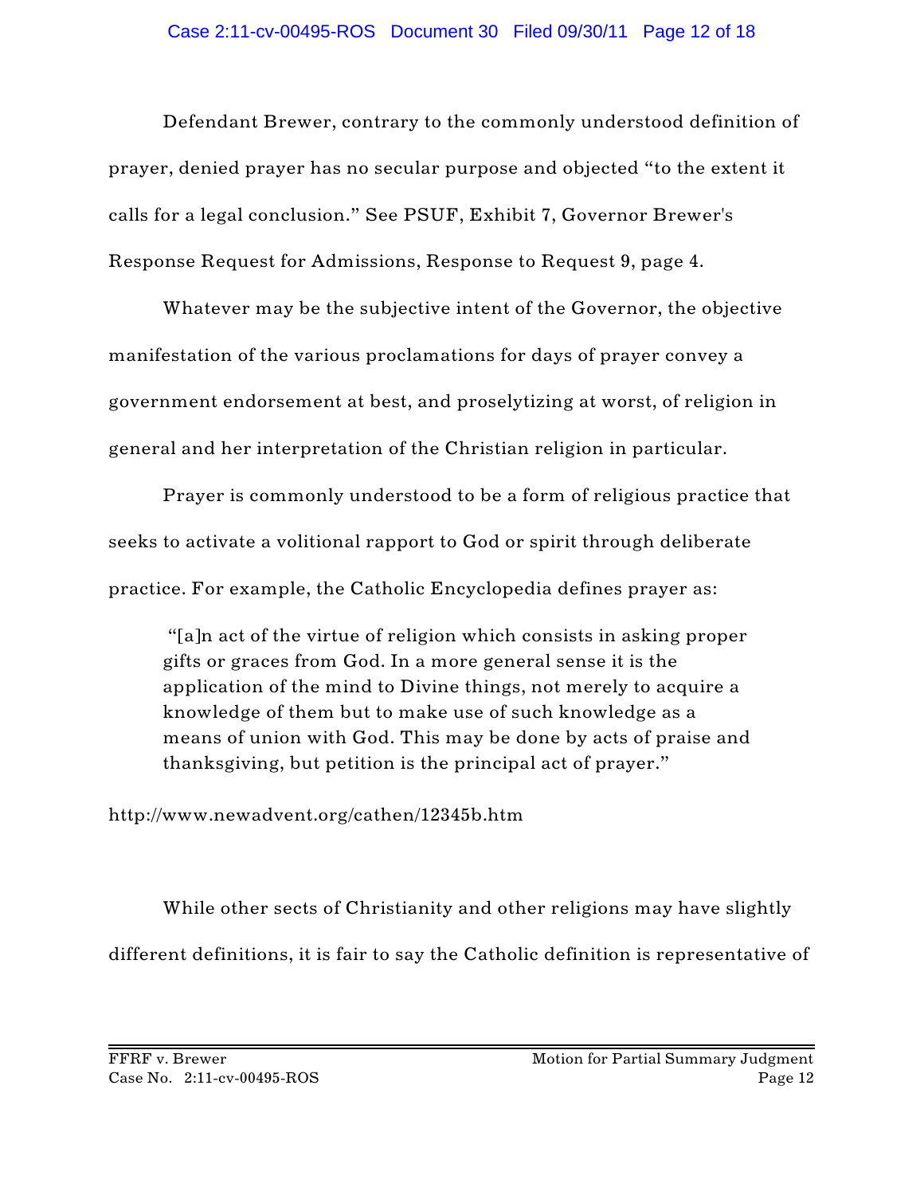Defendant Brewer, contrary to the commonly understood definition of prayer, denied prayer has no secular purpose and objected "to the extent it calls for a legal conclusion." See PSUF, Exhibit 7, Governor Brewer's Response Request for Admissions, Response to Request 9, page 4.

Whatever may be the subjective intent of the Governor, the objective manifestation of the various proclamations for days of prayer convey a government endorsement at best, and proselytizing at worst, of religion in general and her interpretation of the Christian religion in particular.

Prayer is commonly understood to be a form of religious practice that seeks to activate a volitional rapport to God or spirit through deliberate practice. For example, the Catholic Encyclopedia defines prayer as:

> "[a]n act of the virtue of religion which consists in asking proper gifts or graces from God. In a more general sense it is the application of the mind to Divine things, not merely to acquire a knowledge of them but to make use of such knowledge as a means of union with God. This may be done by acts of praise and thanksgiving, but petition is the principal act of prayer."

http://www.newadvent.org/cathen/12345b.htm

While other sects of Christianity and other religions may have slightly different definitions, it is fair to say the Catholic definition is representative of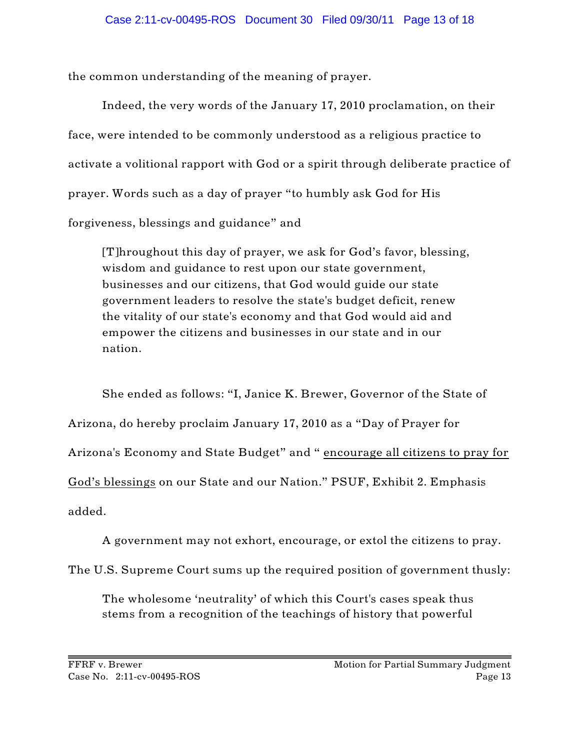the common understanding of the meaning of prayer.

Indeed, the very words of the January 17, 2010 proclamation, on their face, were intended to be commonly understood as a religious practice to activate a volitional rapport with God or a spirit through deliberate practice of prayer. Words such as a day of prayer "to humbly ask God for His forgiveness, blessings and guidance" and

> [T]hroughout this day of prayer, we ask for God's favor, blessing, wisdom and guidance to rest upon our state government, businesses and our citizens, that God would guide our state government leaders to resolve the state's budget deficit, renew the vitality of our state's economy and that God would aid and empower the citizens and businesses in our state and in our nation.

She ended as follows: "I, Janice K. Brewer, Governor of the State of Arizona, do hereby proclaim January 17, 2010 as a "Day of Prayer for Arizona's Economy and State Budget" and " <u>encourage all citizens to pray for God's blessings</u> on our State and our Nation." PSUF, Exhibit 2. Emphasis added.

A government may not exhort, encourage, or extol the citizens to pray. The U.S. Supreme Court sums up the required position of government thusly:

> The wholesome 'neutrality' of which this Court's cases speak thus stems from a recognition of the teachings of history that powerful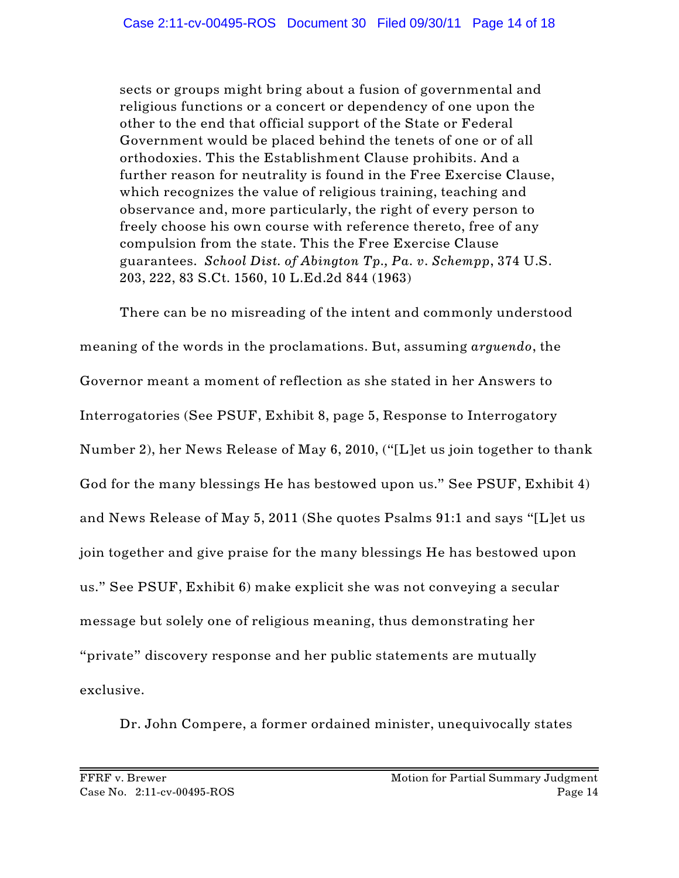> sects or groups might bring about a fusion of governmental and religious functions or a concert or dependency of one upon the other to the end that official support of the State or Federal Government would be placed behind the tenets of one or of all orthodoxies. This the Establishment Clause prohibits. And a further reason for neutrality is found in the Free Exercise Clause, which recognizes the value of religious training, teaching and observance and, more particularly, the right of every person to freely choose his own course with reference thereto, free of any compulsion from the state. This the Free Exercise Clause guarantees. *School Dist. of Abington Tp., Pa. v. Schempp*, 374 U.S. 203, 222, 83 S.Ct. 1560, 10 L.Ed.2d 844 (1963)

There can be no misreading of the intent and commonly understood meaning of the words in the proclamations. But, assuming *arguendo*, the Governor meant a moment of reflection as she stated in her Answers to Interrogatories (See PSUF, Exhibit 8, page 5, Response to Interrogatory Number 2), her News Release of May 6, 2010, ("[L]et us join together to thank God for the many blessings He has bestowed upon us." See PSUF, Exhibit 4) and News Release of May 5, 2011 (She quotes Psalms 91:1 and says "[L]et us join together and give praise for the many blessings He has bestowed upon us." See PSUF, Exhibit 6) make explicit she was not conveying a secular message but solely one of religious meaning, thus demonstrating her "private" discovery response and her public statements are mutually exclusive.

Dr. John Compere, a former ordained minister, unequivocally states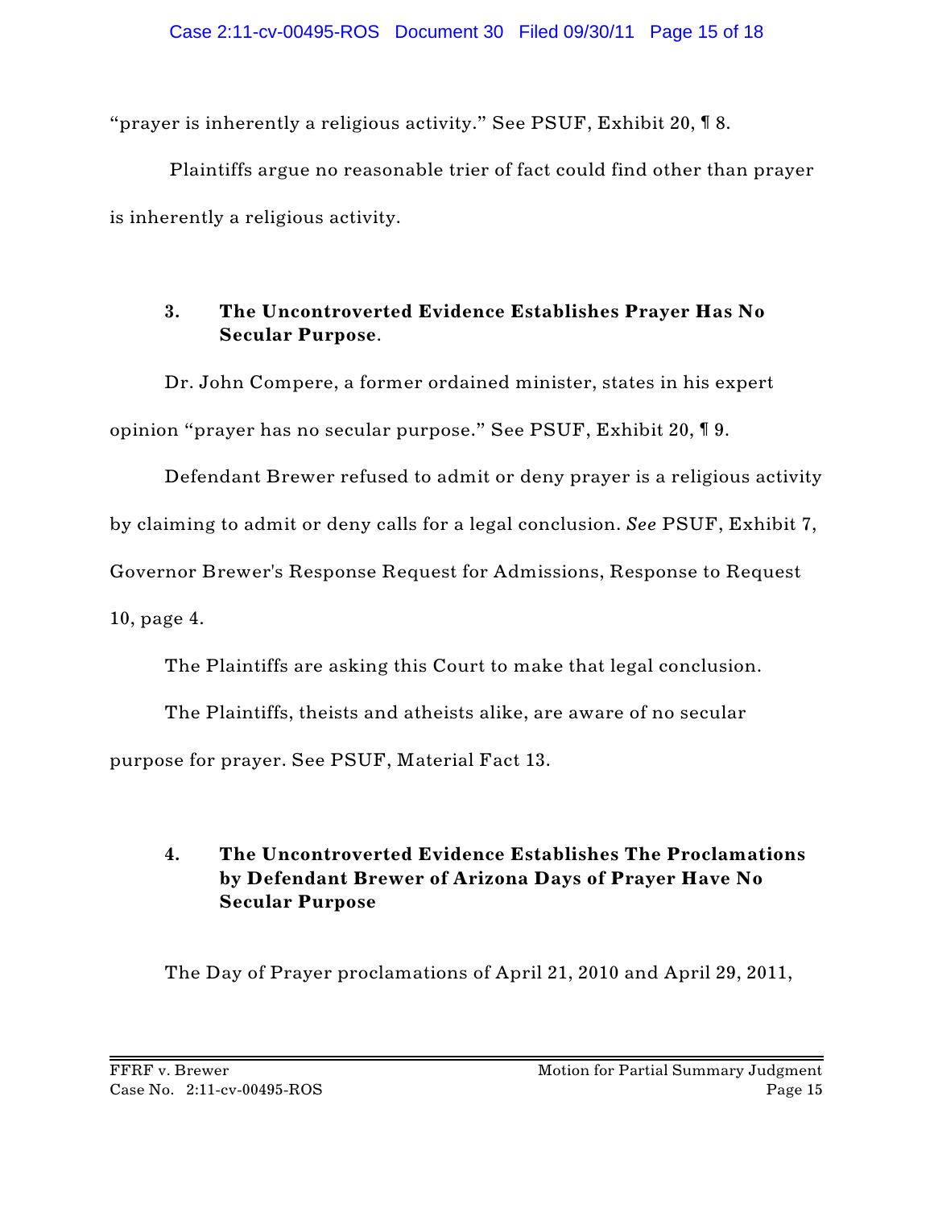"prayer is inherently a religious activity." See PSUF, Exhibit 20, ¶ 8.

Plaintiffs argue no reasonable trier of fact could find other than prayer is inherently a religious activity.

### 3. The Uncontroverted Evidence Establishes Prayer Has No Secular Purpose.

Dr. John Compere, a former ordained minister, states in his expert opinion "prayer has no secular purpose." See PSUF, Exhibit 20, ¶ 9.

Defendant Brewer refused to admit or deny prayer is a religious activity by claiming to admit or deny calls for a legal conclusion. *See* PSUF, Exhibit 7, Governor Brewer's Response Request for Admissions, Response to Request 10, page 4.

The Plaintiffs are asking this Court to make that legal conclusion.

The Plaintiffs, theists and atheists alike, are aware of no secular purpose for prayer. See PSUF, Material Fact 13.

### 4. The Uncontroverted Evidence Establishes The Proclamations by Defendant Brewer of Arizona Days of Prayer Have No Secular Purpose

The Day of Prayer proclamations of April 21, 2010 and April 29, 2011,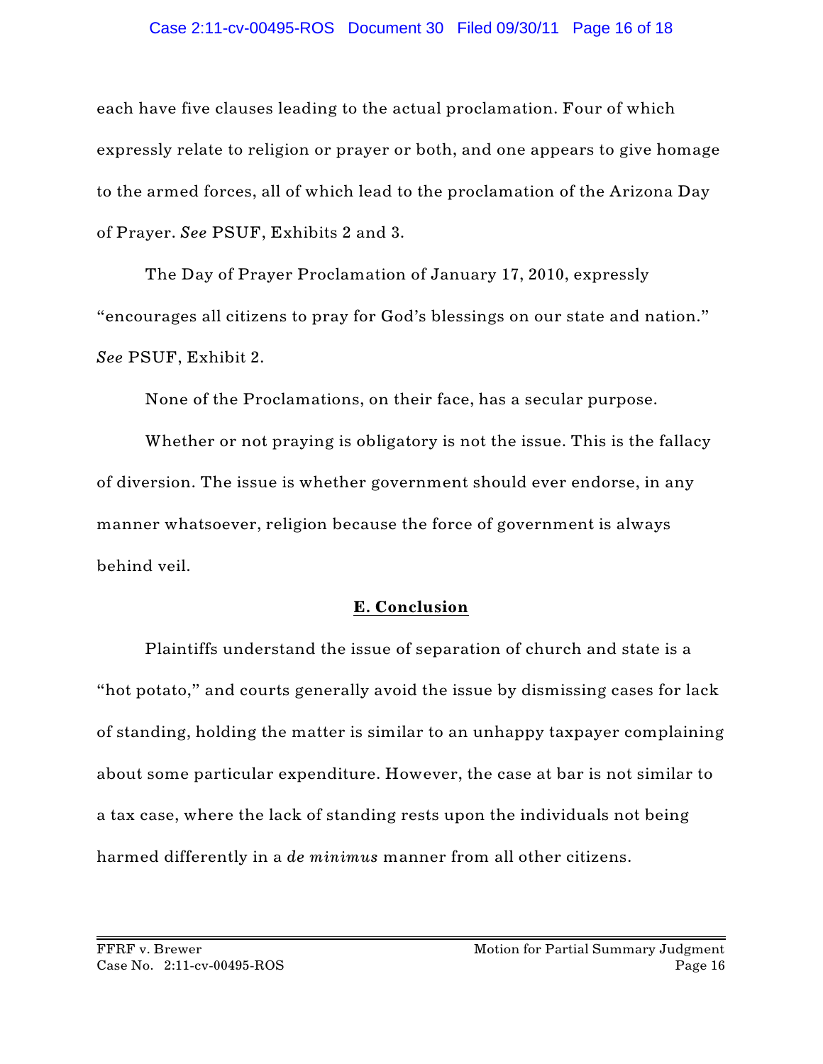each have five clauses leading to the actual proclamation. Four of which expressly relate to religion or prayer or both, and one appears to give homage to the armed forces, all of which lead to the proclamation of the Arizona Day of Prayer. *See* PSUF, Exhibits 2 and 3.

The Day of Prayer Proclamation of January 17, 2010, expressly "encourages all citizens to pray for God's blessings on our state and nation." *See* PSUF, Exhibit 2.

None of the Proclamations, on their face, has a secular purpose.

Whether or not praying is obligatory is not the issue. This is the fallacy of diversion. The issue is whether government should ever endorse, in any manner whatsoever, religion because the force of government is always behind veil.

## E. Conclusion

Plaintiffs understand the issue of separation of church and state is a "hot potato," and courts generally avoid the issue by dismissing cases for lack of standing, holding the matter is similar to an unhappy taxpayer complaining about some particular expenditure. However, the case at bar is not similar to a tax case, where the lack of standing rests upon the individuals not being harmed differently in a *de minimus* manner from all other citizens.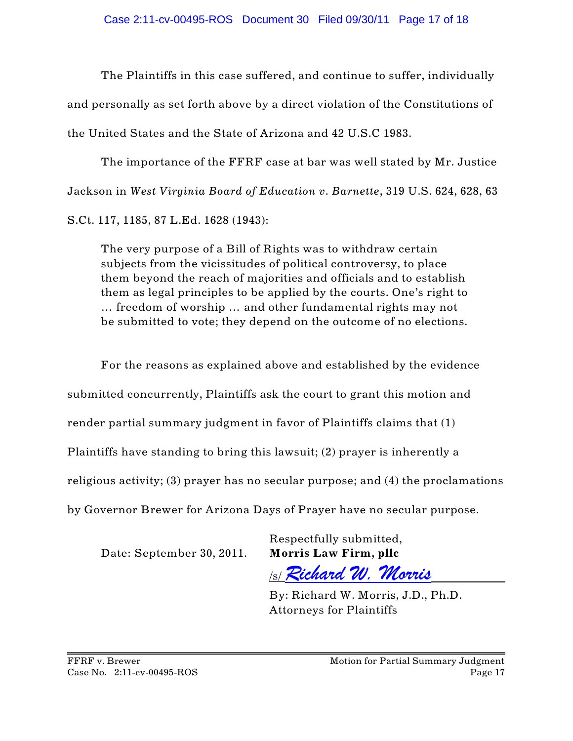The Plaintiffs in this case suffered, and continue to suffer, individually and personally as set forth above by a direct violation of the Constitutions of the United States and the State of Arizona and 42 U.S.C 1983.

The importance of the FFRF case at bar was well stated by Mr. Justice Jackson in *West Virginia Board of Education v. Barnette*, 319 U.S. 624, 628, 63 S.Ct. 117, 1185, 87 L.Ed. 1628 (1943):

> The very purpose of a Bill of Rights was to withdraw certain subjects from the vicissitudes of political controversy, to place them beyond the reach of majorities and officials and to establish them as legal principles to be applied by the courts. One's right to … freedom of worship … and other fundamental rights may not be submitted to vote; they depend on the outcome of no elections.

For the reasons as explained above and established by the evidence submitted concurrently, Plaintiffs ask the court to grant this motion and render partial summary judgment in favor of Plaintiffs claims that (1) Plaintiffs have standing to bring this lawsuit; (2) prayer is inherently a religious activity; (3) prayer has no secular purpose; and (4) the proclamations by Governor Brewer for Arizona Days of Prayer have no secular purpose.

Date: September 30, 2011.

Respectfully submitted,
**Morris Law Firm, pllc**

/s/ *Richard W. Morris*

By: Richard W. Morris, J.D., Ph.D.
Attorneys for Plaintiffs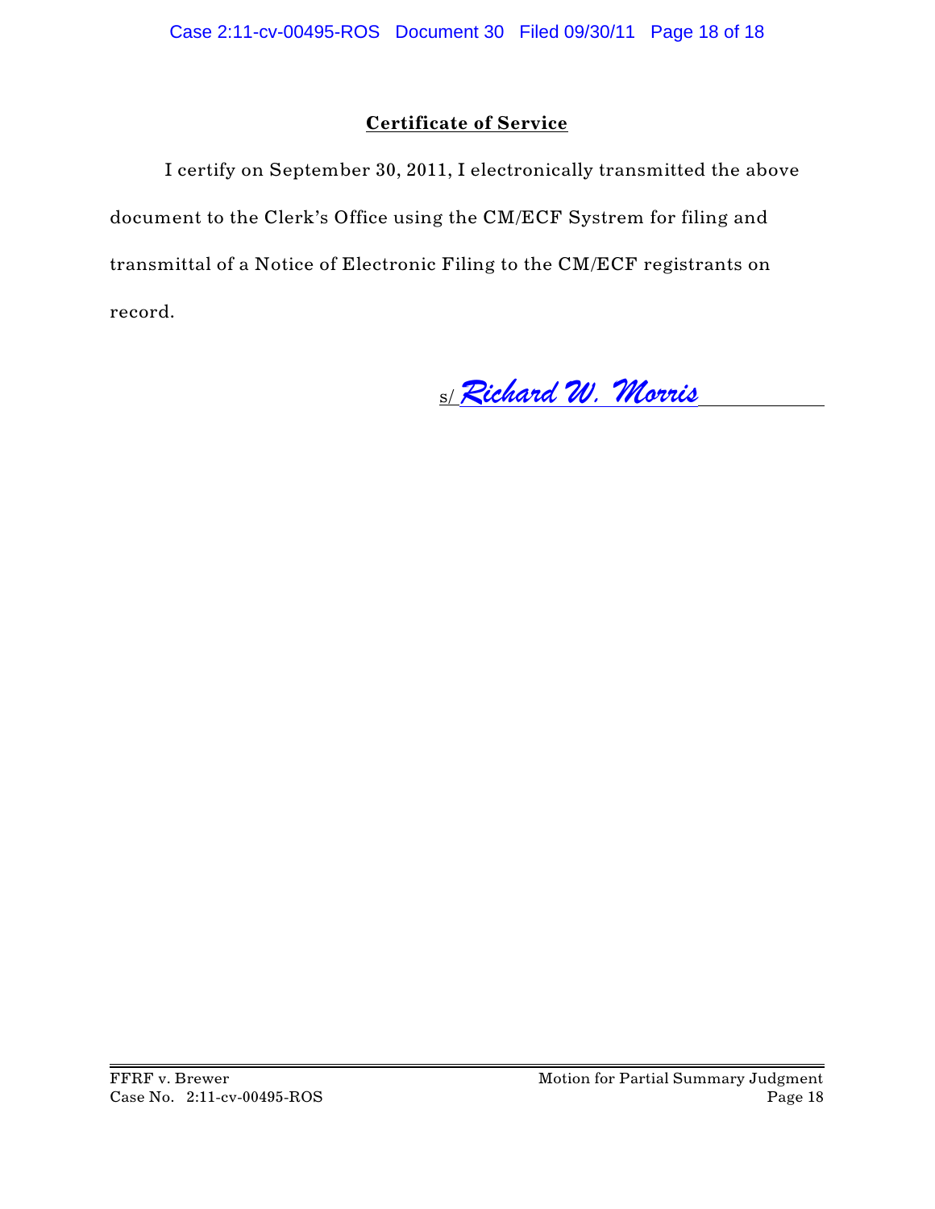**Certificate of Service**

I certify on September 30, 2011, I electronically transmitted the above document to the Clerk's Office using the CM/ECF Systrem for filing and transmittal of a Notice of Electronic Filing to the CM/ECF registrants on record.

s/ *Richard W. Morris*